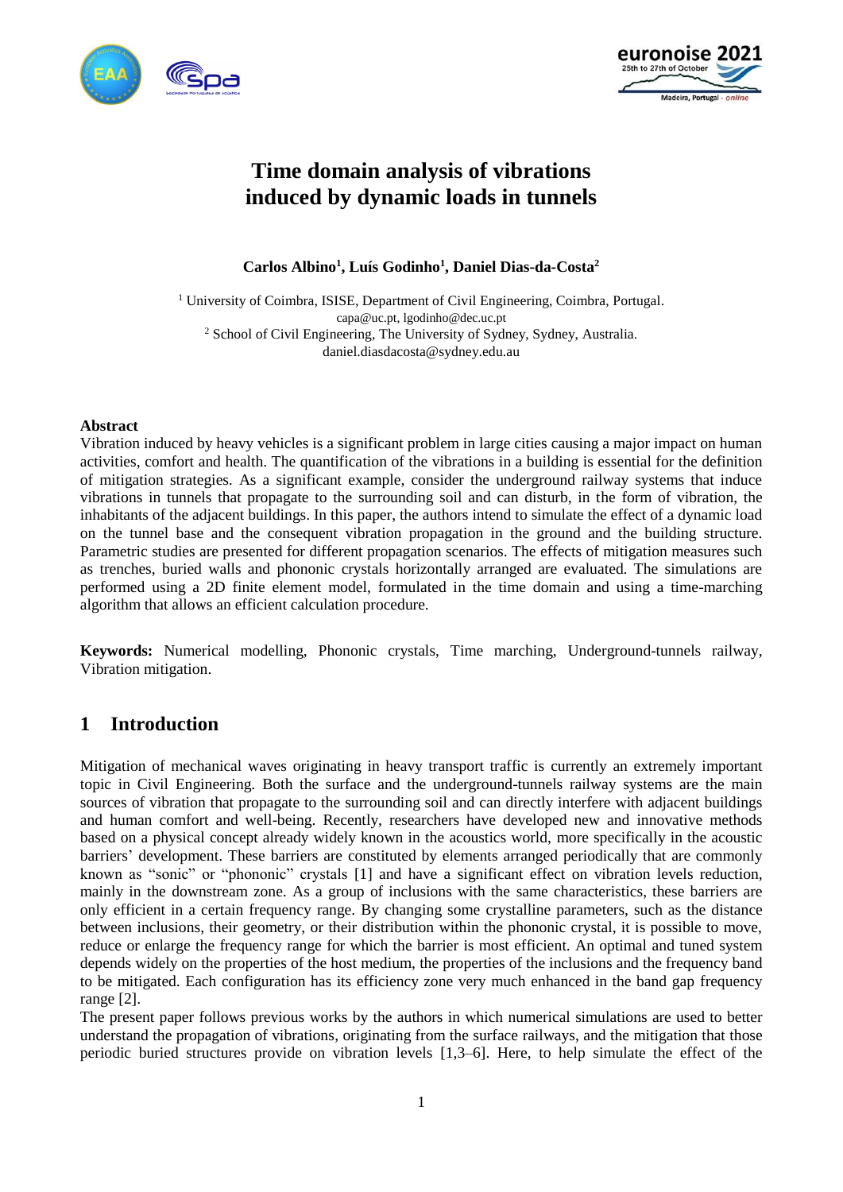# Time domain analysis of vibrations induced by dynamic loads in tunnels

**Carlos Albino[1], Luís Godinho[1], Daniel Dias-da-Costa[2]**

[1] University of Coimbra, ISISE, Department of Civil Engineering, Coimbra, Portugal.
capa@uc.pt, lgodinho@dec.uc.pt
[2] School of Civil Engineering, The University of Sydney, Sydney, Australia.
daniel.diasdacosta@sydney.edu.au

## Abstract

Vibration induced by heavy vehicles is a significant problem in large cities causing a major impact on human activities, comfort and health. The quantification of the vibrations in a building is essential for the definition of mitigation strategies. As a significant example, consider the underground railway systems that induce vibrations in tunnels that propagate to the surrounding soil and can disturb, in the form of vibration, the inhabitants of the adjacent buildings. In this paper, the authors intend to simulate the effect of a dynamic load on the tunnel base and the consequent vibration propagation in the ground and the building structure. Parametric studies are presented for different propagation scenarios. The effects of mitigation measures such as trenches, buried walls and phononic crystals horizontally arranged are evaluated. The simulations are performed using a 2D finite element model, formulated in the time domain and using a time-marching algorithm that allows an efficient calculation procedure.

**Keywords:** Numerical modelling, Phononic crystals, Time marching, Underground-tunnels railway, Vibration mitigation.

## 1 Introduction

Mitigation of mechanical waves originating in heavy transport traffic is currently an extremely important topic in Civil Engineering. Both the surface and the underground-tunnels railway systems are the main sources of vibration that propagate to the surrounding soil and can directly interfere with adjacent buildings and human comfort and well-being. Recently, researchers have developed new and innovative methods based on a physical concept already widely known in the acoustics world, more specifically in the acoustic barriers' development. These barriers are constituted by elements arranged periodically that are commonly known as "sonic" or "phononic" crystals [1] and have a significant effect on vibration levels reduction, mainly in the downstream zone. As a group of inclusions with the same characteristics, these barriers are only efficient in a certain frequency range. By changing some crystalline parameters, such as the distance between inclusions, their geometry, or their distribution within the phononic crystal, it is possible to move, reduce or enlarge the frequency range for which the barrier is most efficient. An optimal and tuned system depends widely on the properties of the host medium, the properties of the inclusions and the frequency band to be mitigated. Each configuration has its efficiency zone very much enhanced in the band gap frequency range [2].

The present paper follows previous works by the authors in which numerical simulations are used to better understand the propagation of vibrations, originating from the surface railways, and the mitigation that those periodic buried structures provide on vibration levels [1,3–6]. Here, to help simulate the effect of the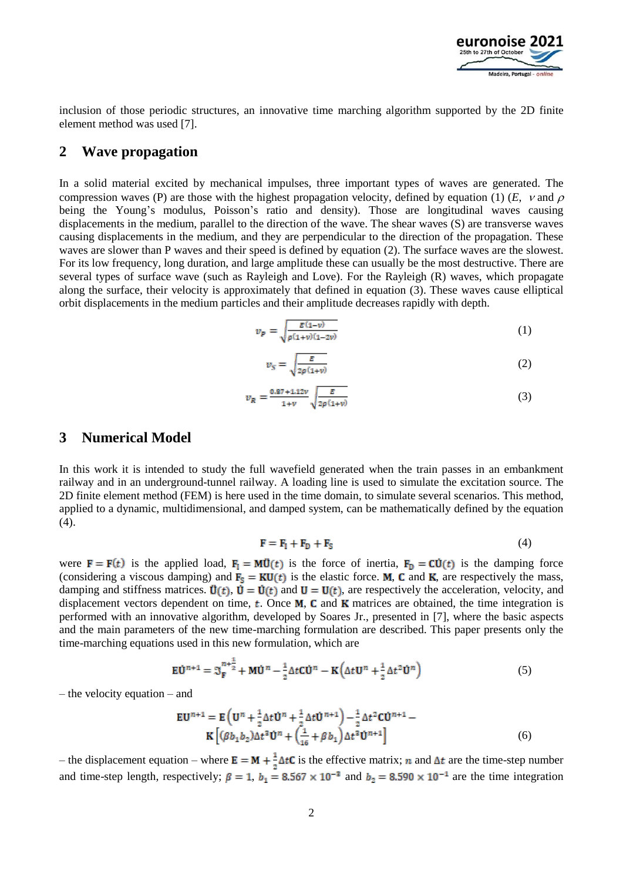inclusion of those periodic structures, an innovative time marching algorithm supported by the 2D finite element method was used [7].

## 2 Wave propagation

In a solid material excited by mechanical impulses, three important types of waves are generated. The compression waves (P) are those with the highest propagation velocity, defined by equation (1) ($E$, $\nu$ and $\rho$ being the Young's modulus, Poisson's ratio and density). Those are longitudinal waves causing displacements in the medium, parallel to the direction of the wave. The shear waves (S) are transverse waves causing displacements in the medium, and they are perpendicular to the direction of the propagation. These waves are slower than P waves and their speed is defined by equation (2). The surface waves are the slowest. For its low frequency, long duration, and large amplitude these can usually be the most destructive. There are several types of surface wave (such as Rayleigh and Love). For the Rayleigh (R) waves, which propagate along the surface, their velocity is approximately that defined in equation (3). These waves cause elliptical orbit displacements in the medium particles and their amplitude decreases rapidly with depth.

$$v_P = \sqrt{\frac{E(1-\nu)}{\rho(1+\nu)(1-2\nu)}} \tag{1}$$

$$v_S = \sqrt{\frac{E}{2\rho(1+\nu)}} \tag{2}$$

$$v_R = \frac{0.87+1.12\nu}{1+\nu}\sqrt{\frac{E}{2\rho(1+\nu)}} \tag{3}$$

## 3 Numerical Model

In this work it is intended to study the full wavefield generated when the train passes in an embankment railway and in an underground-tunnel railway. A loading line is used to simulate the excitation source. The 2D finite element method (FEM) is here used in the time domain, to simulate several scenarios. This method, applied to a dynamic, multidimensional, and damped system, can be mathematically defined by the equation (4).

$$\mathbf{F} = \mathbf{F}_\mathrm{I} + \mathbf{F}_\mathrm{D} + \mathbf{F}_\mathrm{S} \tag{4}$$

were $\mathbf{F} = \mathbf{F}(t)$ is the applied load, $\mathbf{F}_\mathrm{I} = \mathbf{M}\ddot{\mathbf{U}}(t)$ is the force of inertia, $\mathbf{F}_\mathrm{D} = \mathbf{C}\dot{\mathbf{U}}(t)$ is the damping force (considering a viscous damping) and $\mathbf{F}_\mathrm{S} = \mathbf{K}\mathbf{U}(t)$ is the elastic force. $\mathbf{M}$, $\mathbf{C}$ and $\mathbf{K}$, are respectively the mass, damping and stiffness matrices. $\ddot{\mathbf{U}}(t)$, $\dot{\mathbf{U}} = \dot{\mathbf{U}}(t)$ and $\mathbf{U} = \mathbf{U}(t)$, are respectively the acceleration, velocity, and displacement vectors dependent on time, $t$. Once $\mathbf{M}$, $\mathbf{C}$ and $\mathbf{K}$ matrices are obtained, the time integration is performed with an innovative algorithm, developed by Soares Jr., presented in [7], where the basic aspects and the main parameters of the new time-marching formulation are described. This paper presents only the time-marching equations used in this new formulation, which are

$$\mathbf{E}\dot{\mathbf{U}}^{n+1} = \mathbf{\mathfrak{I}}_\mathbf{F}^{n+\frac{1}{2}} + \mathbf{M}\dot{\mathbf{U}}^n - \frac{1}{2}\Delta t\mathbf{C}\dot{\mathbf{U}}^n - \mathbf{K}\left(\Delta t\mathbf{U}^n + \frac{1}{2}\Delta t^2\dot{\mathbf{U}}^n\right) \tag{5}$$

– the velocity equation – and

$$\mathbf{E}\mathbf{U}^{n+1} = \mathbf{E}\left(\mathbf{U}^n + \frac{1}{2}\Delta t\dot{\mathbf{U}}^n + \frac{1}{2}\Delta t\dot{\mathbf{U}}^{n+1}\right) - \frac{1}{2}\Delta t^2\mathbf{C}\dot{\mathbf{U}}^{n+1} - \mathbf{K}\left[(\beta b_1 b_2)\Delta t^3\dot{\mathbf{U}}^n + \left(\frac{1}{16} + \beta b_1\right)\Delta t^3\dot{\mathbf{U}}^{n+1}\right] \tag{6}$$

– the displacement equation – where $\mathbf{E} = \mathbf{M} + \frac{1}{2}\Delta t\mathbf{C}$ is the effective matrix; $n$ and $\Delta t$ are the time-step number and time-step length, respectively; $\beta = 1$, $b_1 = 8.567 \times 10^{-3}$ and $b_2 = 8.590 \times 10^{-1}$ are the time integration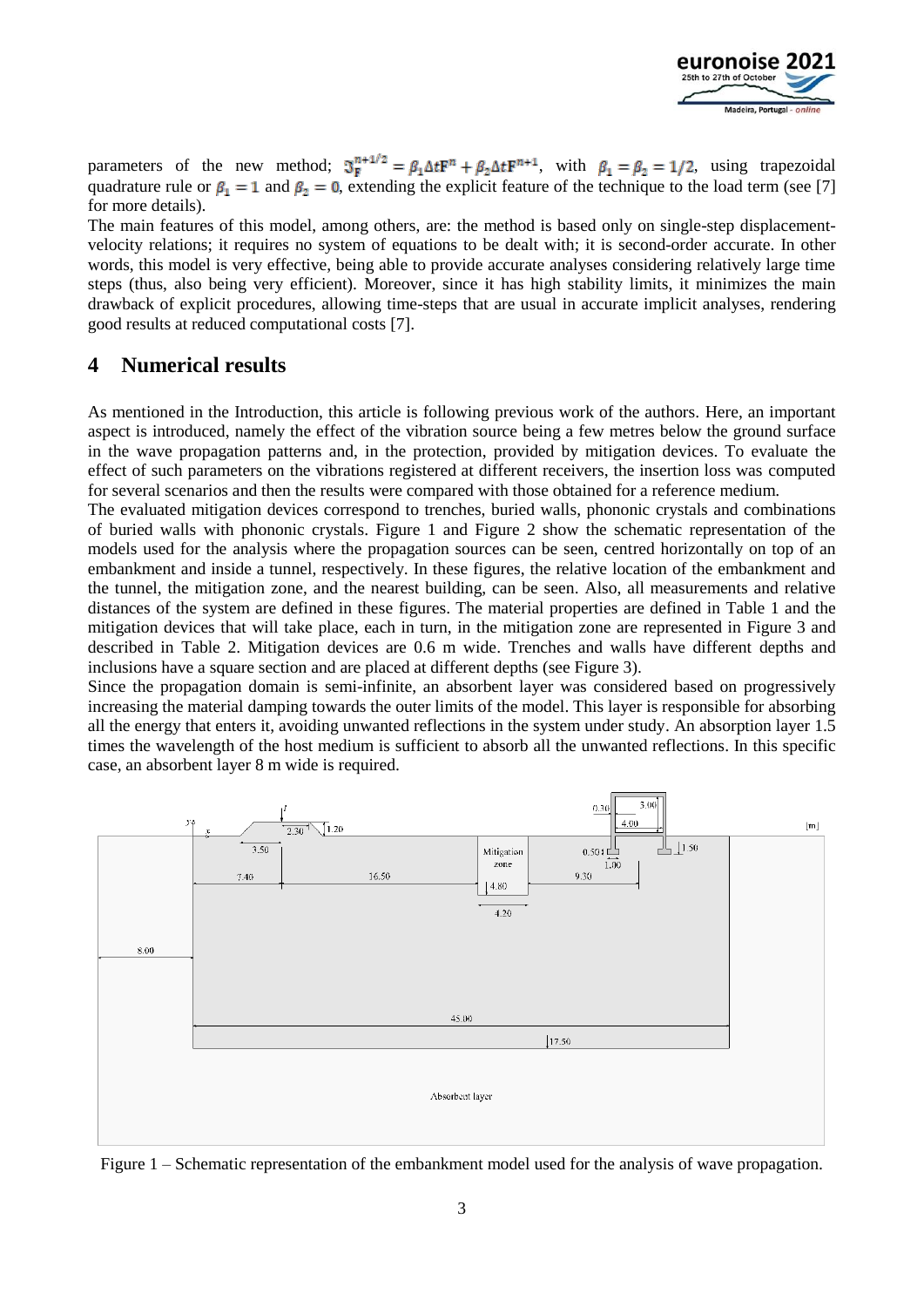parameters of the new method; $\mathfrak{F}_{\text{F}}^{n+1/2} = \beta_1 \Delta t \text{F}^n + \beta_2 \Delta t \text{F}^{n+1}$, with $\beta_1 = \beta_2 = 1/2$, using trapezoidal quadrature rule or $\beta_1 = 1$ and $\beta_2 = 0$, extending the explicit feature of the technique to the load term (see [7] for more details).

The main features of this model, among others, are: the method is based only on single-step displacement-velocity relations; it requires no system of equations to be dealt with; it is second-order accurate. In other words, this model is very effective, being able to provide accurate analyses considering relatively large time steps (thus, also being very efficient). Moreover, since it has high stability limits, it minimizes the main drawback of explicit procedures, allowing time-steps that are usual in accurate implicit analyses, rendering good results at reduced computational costs [7].

# 4 Numerical results

As mentioned in the Introduction, this article is following previous work of the authors. Here, an important aspect is introduced, namely the effect of the vibration source being a few metres below the ground surface in the wave propagation patterns and, in the protection, provided by mitigation devices. To evaluate the effect of such parameters on the vibrations registered at different receivers, the insertion loss was computed for several scenarios and then the results were compared with those obtained for a reference medium.

The evaluated mitigation devices correspond to trenches, buried walls, phononic crystals and combinations of buried walls with phononic crystals. Figure 1 and Figure 2 show the schematic representation of the models used for the analysis where the propagation sources can be seen, centred horizontally on top of an embankment and inside a tunnel, respectively. In these figures, the relative location of the embankment and the tunnel, the mitigation zone, and the nearest building, can be seen. Also, all measurements and relative distances of the system are defined in these figures. The material properties are defined in Table 1 and the mitigation devices that will take place, each in turn, in the mitigation zone are represented in Figure 3 and described in Table 2. Mitigation devices are 0.6 m wide. Trenches and walls have different depths and inclusions have a square section and are placed at different depths (see Figure 3).

Since the propagation domain is semi-infinite, an absorbent layer was considered based on progressively increasing the material damping towards the outer limits of the model. This layer is responsible for absorbing all the energy that enters it, avoiding unwanted reflections in the system under study. An absorption layer 1.5 times the wavelength of the host medium is sufficient to absorb all the unwanted reflections. In this specific case, an absorbent layer 8 m wide is required.

Figure 1 – Schematic representation of the embankment model used for the analysis of wave propagation.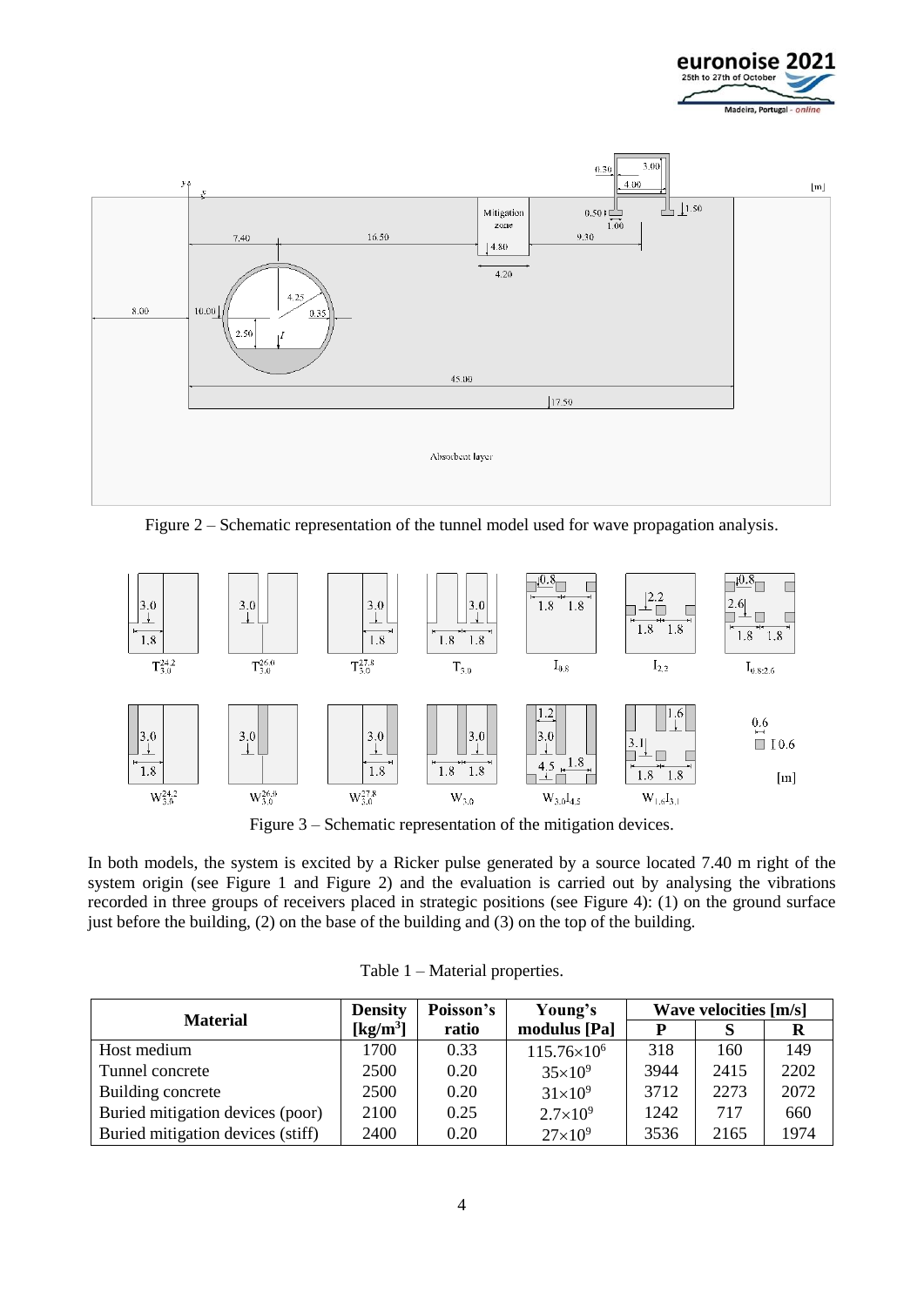Figure 2 – Schematic representation of the tunnel model used for wave propagation analysis.

Figure 3 – Schematic representation of the mitigation devices.

In both models, the system is excited by a Ricker pulse generated by a source located 7.40 m right of the system origin (see Figure 1 and Figure 2) and the evaluation is carried out by analysing the vibrations recorded in three groups of receivers placed in strategic positions (see Figure 4): (1) on the ground surface just before the building, (2) on the base of the building and (3) on the top of the building.

Table 1 – Material properties.

| Material | Density [kg/m$^3$] | Poisson's ratio | Young's modulus [Pa] | Wave velocities [m/s] | | |
|---|---|---|---|---|---|---|
| | | | | P | S | R |
| Host medium | 1700 | 0.33 | $115.76\times10^6$ | 318 | 160 | 149 |
| Tunnel concrete | 2500 | 0.20 | $35\times10^9$ | 3944 | 2415 | 2202 |
| Building concrete | 2500 | 0.20 | $31\times10^9$ | 3712 | 2273 | 2072 |
| Buried mitigation devices (poor) | 2100 | 0.25 | $2.7\times10^9$ | 1242 | 717 | 660 |
| Buried mitigation devices (stiff) | 2400 | 0.20 | $27\times10^9$ | 3536 | 2165 | 1974 |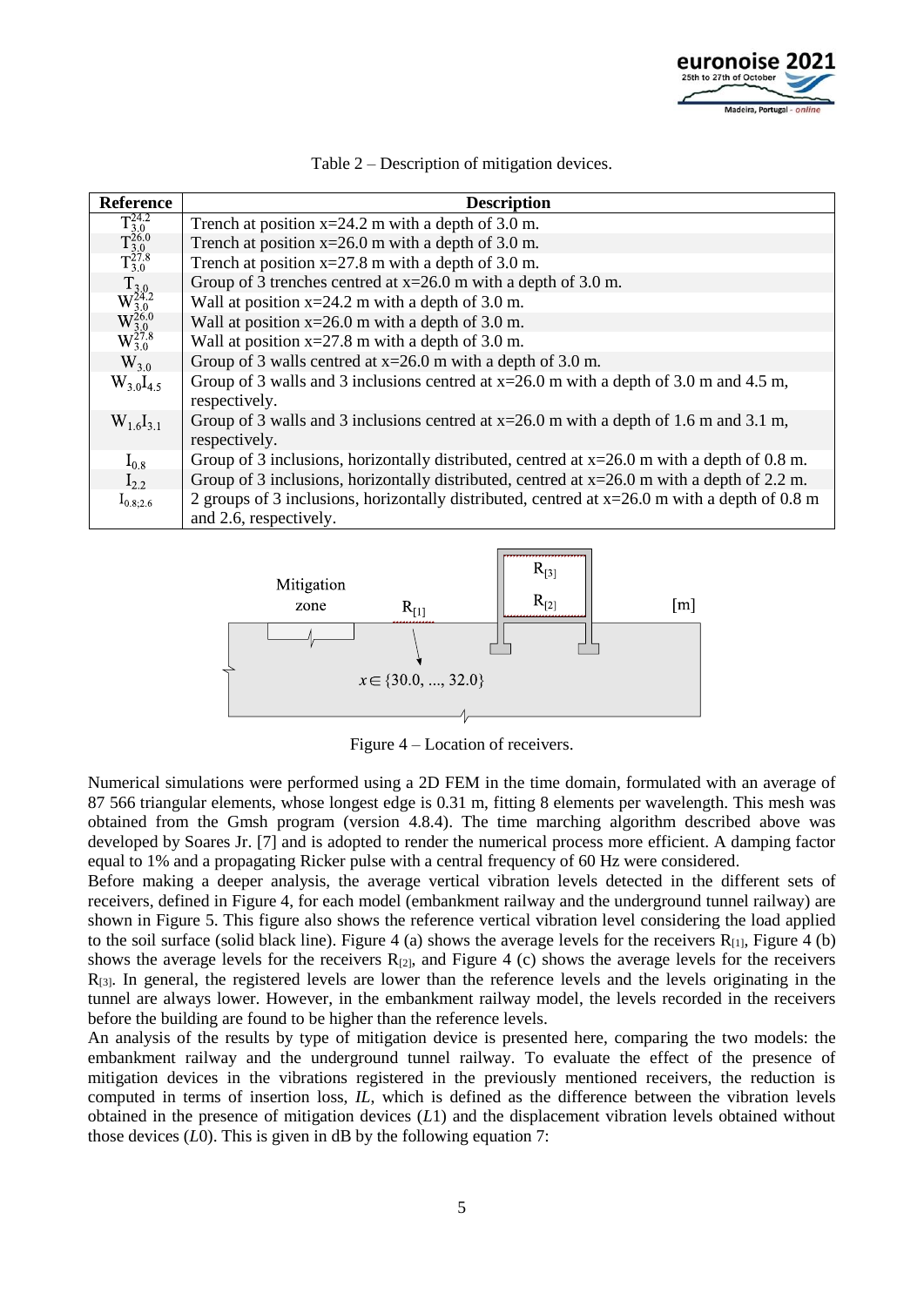Table 2 – Description of mitigation devices.

| Reference | Description |
|---|---|
| $T_{3.0}^{24.2}$ | Trench at position x=24.2 m with a depth of 3.0 m. |
| $T_{3.0}^{26.0}$ | Trench at position x=26.0 m with a depth of 3.0 m. |
| $T_{3.0}^{27.8}$ | Trench at position x=27.8 m with a depth of 3.0 m. |
| $T_{3.0}$ | Group of 3 trenches centred at x=26.0 m with a depth of 3.0 m. |
| $W_{3.0}^{24.2}$ | Wall at position x=24.2 m with a depth of 3.0 m. |
| $W_{3.0}^{26.0}$ | Wall at position x=26.0 m with a depth of 3.0 m. |
| $W_{3.0}^{27.8}$ | Wall at position x=27.8 m with a depth of 3.0 m. |
| $W_{3.0}$ | Group of 3 walls centred at x=26.0 m with a depth of 3.0 m. |
| $W_{3.0}I_{4.5}$ | Group of 3 walls and 3 inclusions centred at x=26.0 m with a depth of 3.0 m and 4.5 m, respectively. |
| $W_{1.6}I_{3.1}$ | Group of 3 walls and 3 inclusions centred at x=26.0 m with a depth of 1.6 m and 3.1 m, respectively. |
| $I_{0.8}$ | Group of 3 inclusions, horizontally distributed, centred at x=26.0 m with a depth of 0.8 m. |
| $I_{2.2}$ | Group of 3 inclusions, horizontally distributed, centred at x=26.0 m with a depth of 2.2 m. |
| $I_{0.8;2.6}$ | 2 groups of 3 inclusions, horizontally distributed, centred at x=26.0 m with a depth of 0.8 m and 2.6, respectively. |

Figure 4 – Location of receivers.

Numerical simulations were performed using a 2D FEM in the time domain, formulated with an average of 87 566 triangular elements, whose longest edge is 0.31 m, fitting 8 elements per wavelength. This mesh was obtained from the Gmsh program (version 4.8.4). The time marching algorithm described above was developed by Soares Jr. [7] and is adopted to render the numerical process more efficient. A damping factor equal to 1% and a propagating Ricker pulse with a central frequency of 60 Hz were considered.

Before making a deeper analysis, the average vertical vibration levels detected in the different sets of receivers, defined in Figure 4, for each model (embankment railway and the underground tunnel railway) are shown in Figure 5. This figure also shows the reference vertical vibration level considering the load applied to the soil surface (solid black line). Figure 4 (a) shows the average levels for the receivers $R_{[1]}$, Figure 4 (b) shows the average levels for the receivers $R_{[2]}$, and Figure 4 (c) shows the average levels for the receivers $R_{[3]}$. In general, the registered levels are lower than the reference levels and the levels originating in the tunnel are always lower. However, in the embankment railway model, the levels recorded in the receivers before the building are found to be higher than the reference levels.

An analysis of the results by type of mitigation device is presented here, comparing the two models: the embankment railway and the underground tunnel railway. To evaluate the effect of the presence of mitigation devices in the vibrations registered in the previously mentioned receivers, the reduction is computed in terms of insertion loss, *IL*, which is defined as the difference between the vibration levels obtained in the presence of mitigation devices ($L1$) and the displacement vibration levels obtained without those devices ($L0$). This is given in dB by the following equation 7: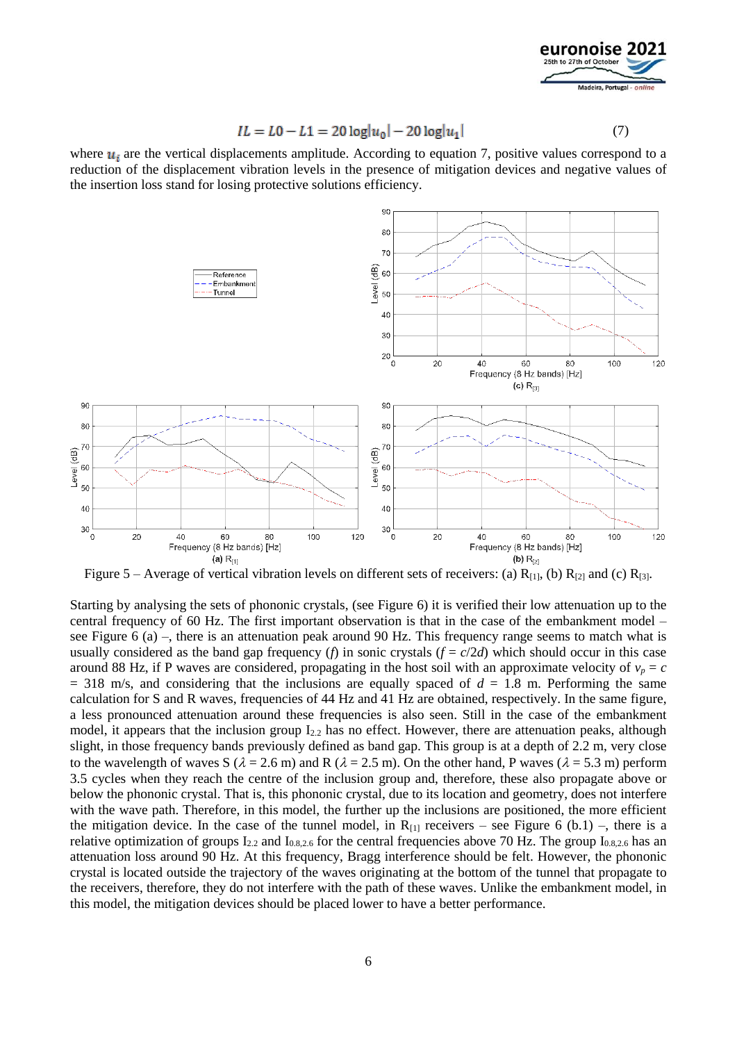$$IL = L0 - L1 = 20\log|u_0| - 20\log|u_1| \qquad (7)$$

where $u_i$ are the vertical displacements amplitude. According to equation 7, positive values correspond to a reduction of the displacement vibration levels in the presence of mitigation devices and negative values of the insertion loss stand for losing protective solutions efficiency.

Figure 5 – Average of vertical vibration levels on different sets of receivers: (a) $R_{[1]}$, (b) $R_{[2]}$ and (c) $R_{[3]}$.

Starting by analysing the sets of phononic crystals, (see Figure 6) it is verified their low attenuation up to the central frequency of 60 Hz. The first important observation is that in the case of the embankment model – see Figure 6 (a) –, there is an attenuation peak around 90 Hz. This frequency range seems to match what is usually considered as the band gap frequency ($f$) in sonic crystals ($f = c/2d$) which should occur in this case around 88 Hz, if P waves are considered, propagating in the host soil with an approximate velocity of $v_p = c$ = 318 m/s, and considering that the inclusions are equally spaced of $d$ = 1.8 m. Performing the same calculation for S and R waves, frequencies of 44 Hz and 41 Hz are obtained, respectively. In the same figure, a less pronounced attenuation around these frequencies is also seen. Still in the case of the embankment model, it appears that the inclusion group $I_{2.2}$ has no effect. However, there are attenuation peaks, although slight, in those frequency bands previously defined as band gap. This group is at a depth of 2.2 m, very close to the wavelength of waves S ($\lambda$ = 2.6 m) and R ($\lambda$ = 2.5 m). On the other hand, P waves ($\lambda$ = 5.3 m) perform 3.5 cycles when they reach the centre of the inclusion group and, therefore, these also propagate above or below the phononic crystal. That is, this phononic crystal, due to its location and geometry, does not interfere with the wave path. Therefore, in this model, the further up the inclusions are positioned, the more efficient the mitigation device. In the case of the tunnel model, in $R_{[1]}$ receivers – see Figure 6 (b.1) –, there is a relative optimization of groups $I_{2.2}$ and $I_{0.8,2.6}$ for the central frequencies above 70 Hz. The group $I_{0.8,2.6}$ has an attenuation loss around 90 Hz. At this frequency, Bragg interference should be felt. However, the phononic crystal is located outside the trajectory of the waves originating at the bottom of the tunnel that propagate to the receivers, therefore, they do not interfere with the path of these waves. Unlike the embankment model, in this model, the mitigation devices should be placed lower to have a better performance.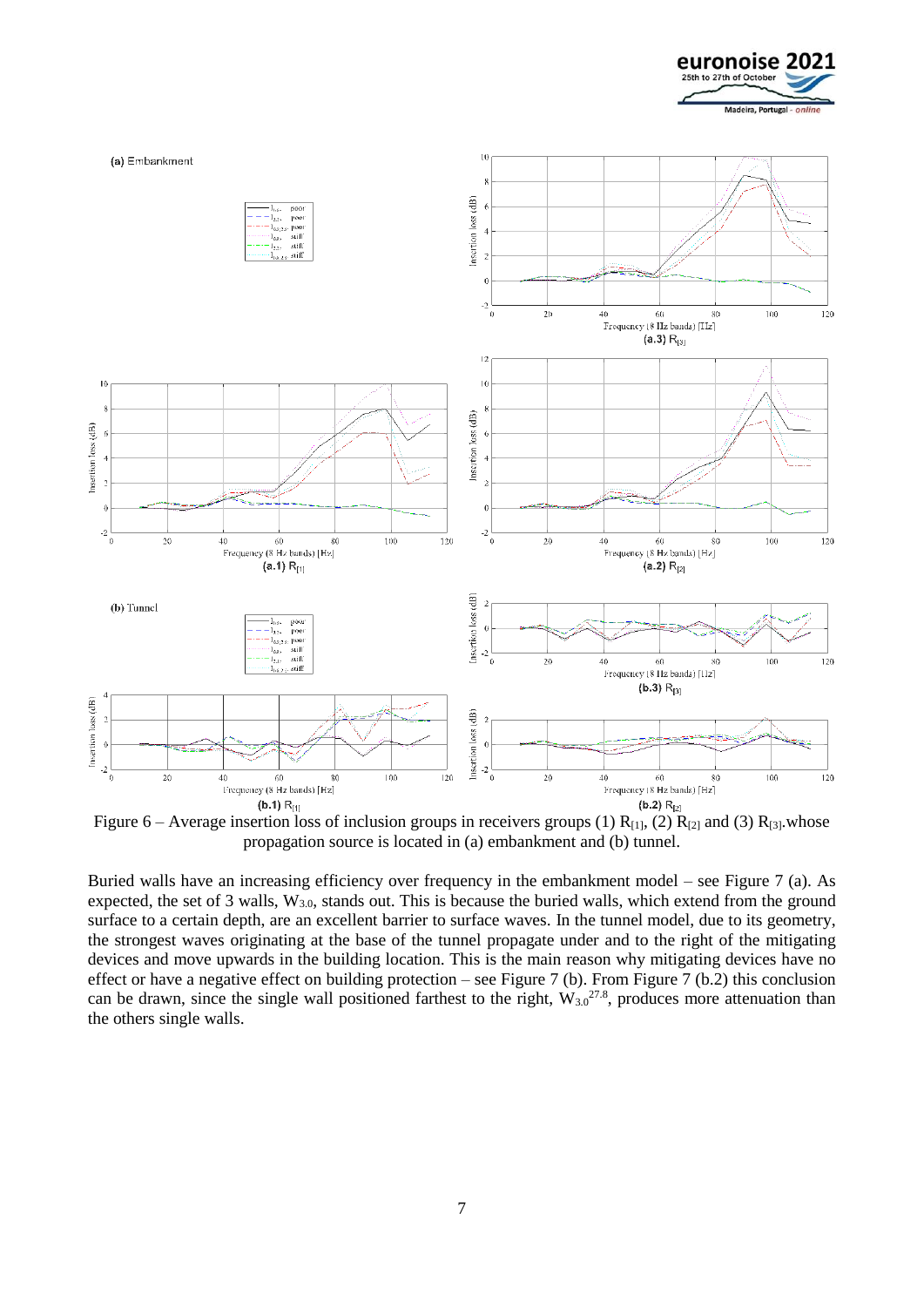Figure 6 – Average insertion loss of inclusion groups in receivers groups (1) $R_{[1]}$, (2) $R_{[2]}$ and (3) $R_{[3]}$.whose propagation source is located in (a) embankment and (b) tunnel.

Buried walls have an increasing efficiency over frequency in the embankment model – see Figure 7 (a). As expected, the set of 3 walls, $W_{3.0}$, stands out. This is because the buried walls, which extend from the ground surface to a certain depth, are an excellent barrier to surface waves. In the tunnel model, due to its geometry, the strongest waves originating at the base of the tunnel propagate under and to the right of the mitigating devices and move upwards in the building location. This is the main reason why mitigating devices have no effect or have a negative effect on building protection – see Figure 7 (b). From Figure 7 (b.2) this conclusion can be drawn, since the single wall positioned farthest to the right, $W_{3.0}^{27.8}$, produces more attenuation than the others single walls.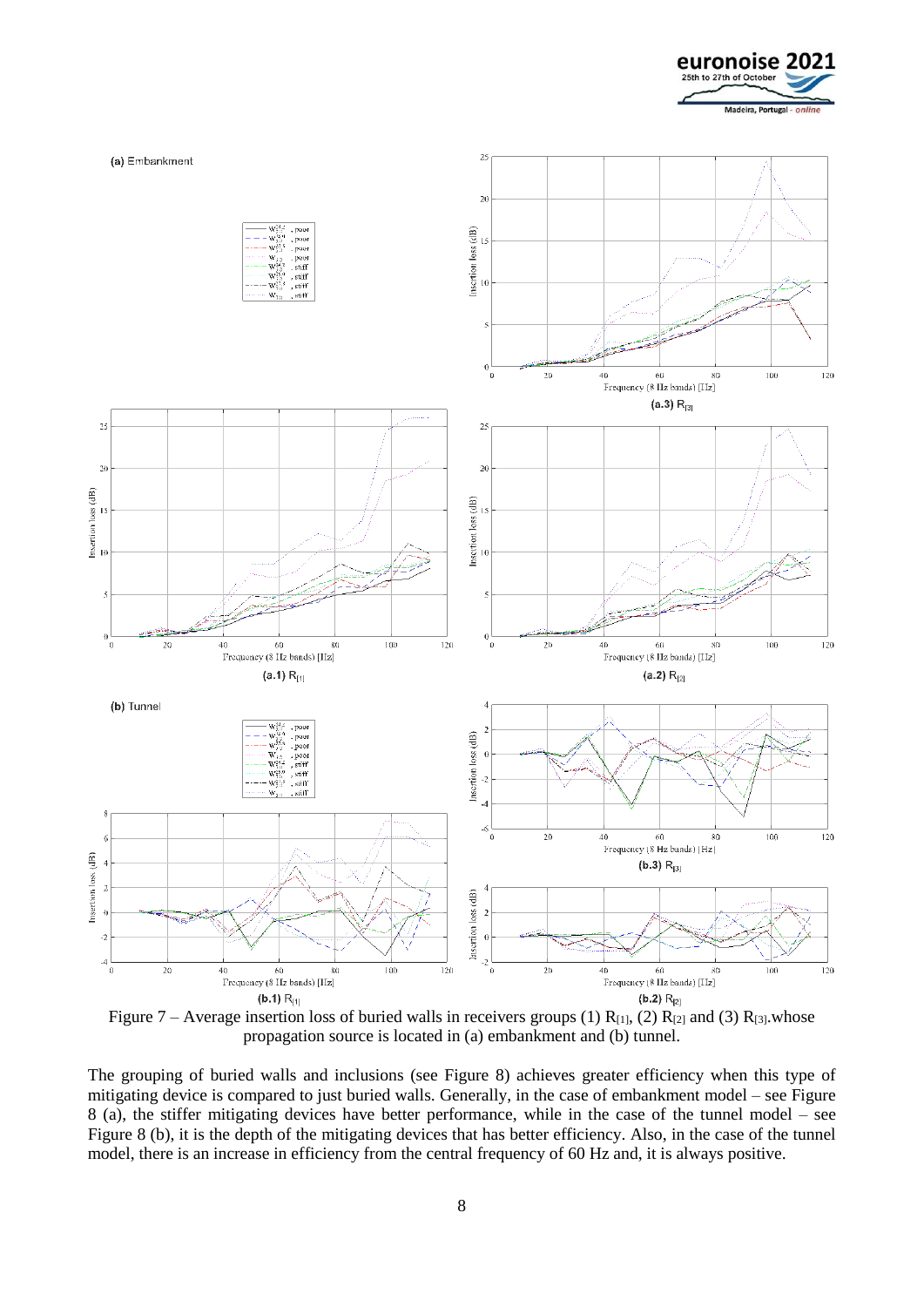Figure 7 – Average insertion loss of buried walls in receivers groups (1) $R_{[1]}$, (2) $R_{[2]}$ and (3) $R_{[3]}$.whose propagation source is located in (a) embankment and (b) tunnel.

The grouping of buried walls and inclusions (see Figure 8) achieves greater efficiency when this type of mitigating device is compared to just buried walls. Generally, in the case of embankment model – see Figure 8 (a), the stiffer mitigating devices have better performance, while in the case of the tunnel model – see Figure 8 (b), it is the depth of the mitigating devices that has better efficiency. Also, in the case of the tunnel model, there is an increase in efficiency from the central frequency of 60 Hz and, it is always positive.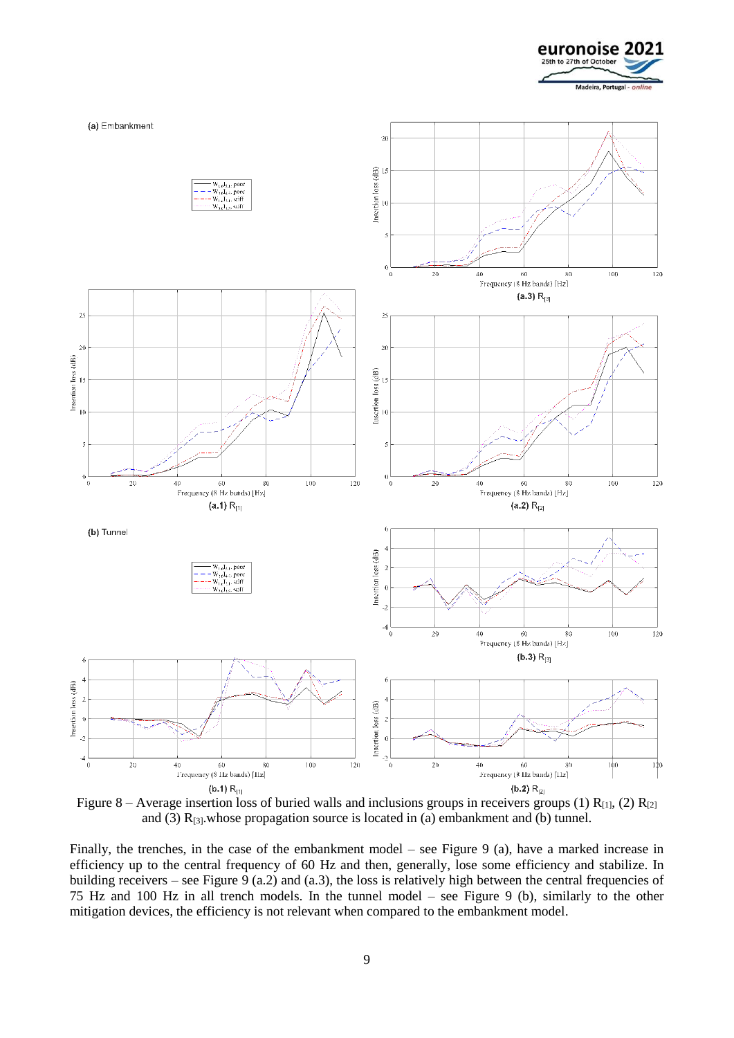Figure 8 – Average insertion loss of buried walls and inclusions groups in receivers groups (1) $R_{[1]}$, (2) $R_{[2]}$ and (3) $R_{[3]}$.whose propagation source is located in (a) embankment and (b) tunnel.

Finally, the trenches, in the case of the embankment model – see Figure 9 (a), have a marked increase in efficiency up to the central frequency of 60 Hz and then, generally, lose some efficiency and stabilize. In building receivers – see Figure 9 (a.2) and (a.3), the loss is relatively high between the central frequencies of 75 Hz and 100 Hz in all trench models. In the tunnel model – see Figure 9 (b), similarly to the other mitigation devices, the efficiency is not relevant when compared to the embankment model.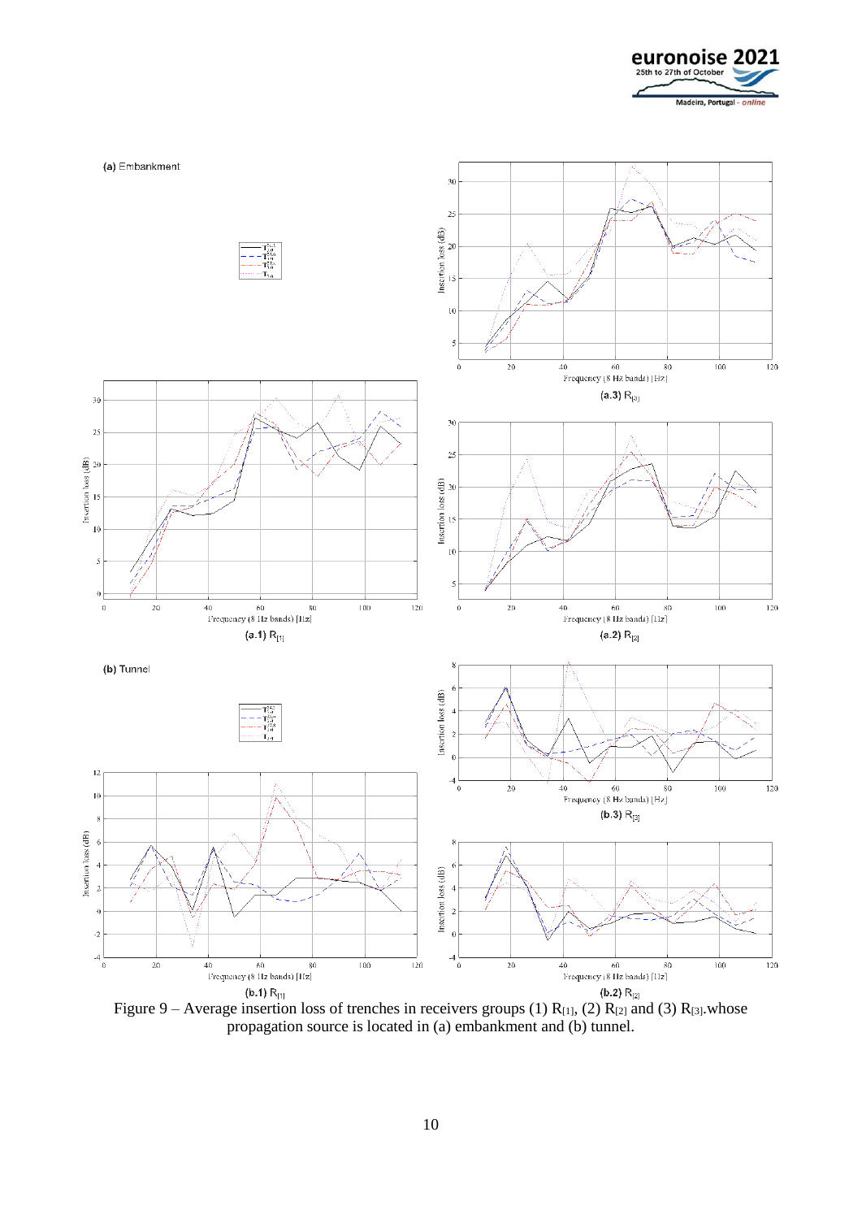(a) Embankment

(a.3) $R_{[3]}$

(a.1) $R_{[1]}$

(a.2) $R_{[2]}$

(b) Tunnel

(b.3) $R_{[3]}$

(b.1) $R_{[1]}$

(b.2) $R_{[2]}$

Figure 9 – Average insertion loss of trenches in receivers groups (1) $R_{[1]}$, (2) $R_{[2]}$ and (3) $R_{[3]}$.whose propagation source is located in (a) embankment and (b) tunnel.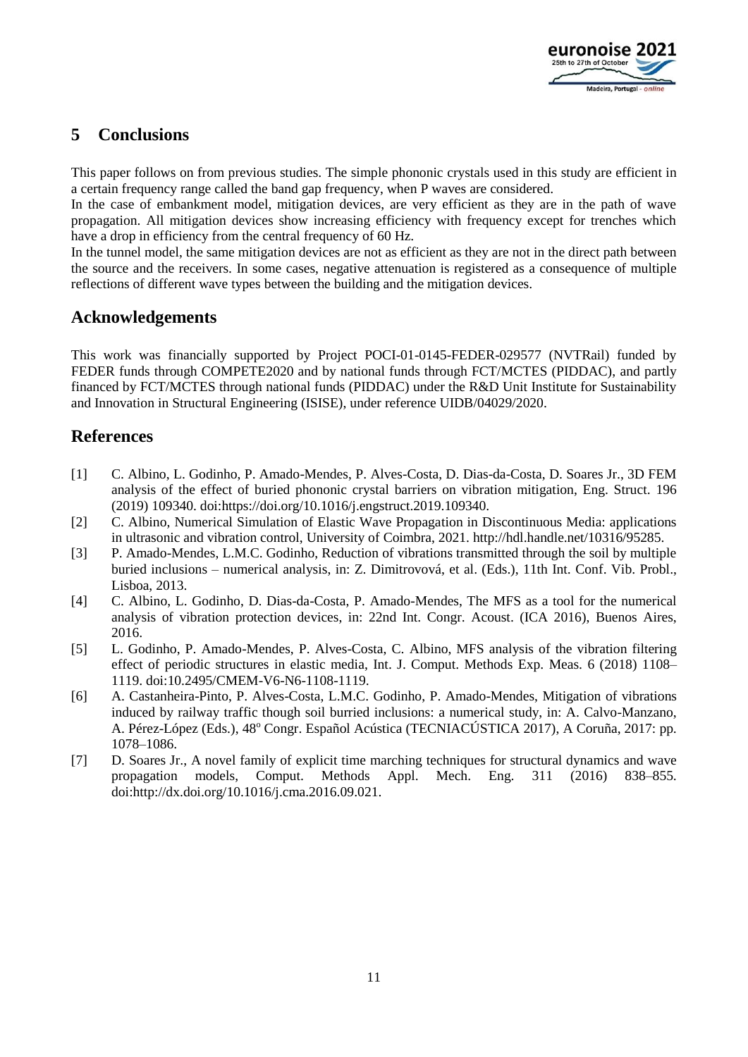## 5 Conclusions

This paper follows on from previous studies. The simple phononic crystals used in this study are efficient in a certain frequency range called the band gap frequency, when P waves are considered.

In the case of embankment model, mitigation devices, are very efficient as they are in the path of wave propagation. All mitigation devices show increasing efficiency with frequency except for trenches which have a drop in efficiency from the central frequency of 60 Hz.

In the tunnel model, the same mitigation devices are not as efficient as they are not in the direct path between the source and the receivers. In some cases, negative attenuation is registered as a consequence of multiple reflections of different wave types between the building and the mitigation devices.

## Acknowledgements

This work was financially supported by Project POCI-01-0145-FEDER-029577 (NVTRail) funded by FEDER funds through COMPETE2020 and by national funds through FCT/MCTES (PIDDAC), and partly financed by FCT/MCTES through national funds (PIDDAC) under the R&D Unit Institute for Sustainability and Innovation in Structural Engineering (ISISE), under reference UIDB/04029/2020.

## References

[1] C. Albino, L. Godinho, P. Amado-Mendes, P. Alves-Costa, D. Dias-da-Costa, D. Soares Jr., 3D FEM analysis of the effect of buried phononic crystal barriers on vibration mitigation, Eng. Struct. 196 (2019) 109340. doi:https://doi.org/10.1016/j.engstruct.2019.109340.

[2] C. Albino, Numerical Simulation of Elastic Wave Propagation in Discontinuous Media: applications in ultrasonic and vibration control, University of Coimbra, 2021. http://hdl.handle.net/10316/95285.

[3] P. Amado-Mendes, L.M.C. Godinho, Reduction of vibrations transmitted through the soil by multiple buried inclusions – numerical analysis, in: Z. Dimitrovová, et al. (Eds.), 11th Int. Conf. Vib. Probl., Lisboa, 2013.

[4] C. Albino, L. Godinho, D. Dias-da-Costa, P. Amado-Mendes, The MFS as a tool for the numerical analysis of vibration protection devices, in: 22nd Int. Congr. Acoust. (ICA 2016), Buenos Aires, 2016.

[5] L. Godinho, P. Amado-Mendes, P. Alves-Costa, C. Albino, MFS analysis of the vibration filtering effect of periodic structures in elastic media, Int. J. Comput. Methods Exp. Meas. 6 (2018) 1108–1119. doi:10.2495/CMEM-V6-N6-1108-1119.

[6] A. Castanheira-Pinto, P. Alves-Costa, L.M.C. Godinho, P. Amado-Mendes, Mitigation of vibrations induced by railway traffic though soil burried inclusions: a numerical study, in: A. Calvo-Manzano, A. Pérez-López (Eds.), 48º Congr. Español Acústica (TECNIACÚSTICA 2017), A Coruña, 2017: pp. 1078–1086.

[7] D. Soares Jr., A novel family of explicit time marching techniques for structural dynamics and wave propagation models, Comput. Methods Appl. Mech. Eng. 311 (2016) 838–855. doi:http://dx.doi.org/10.1016/j.cma.2016.09.021.